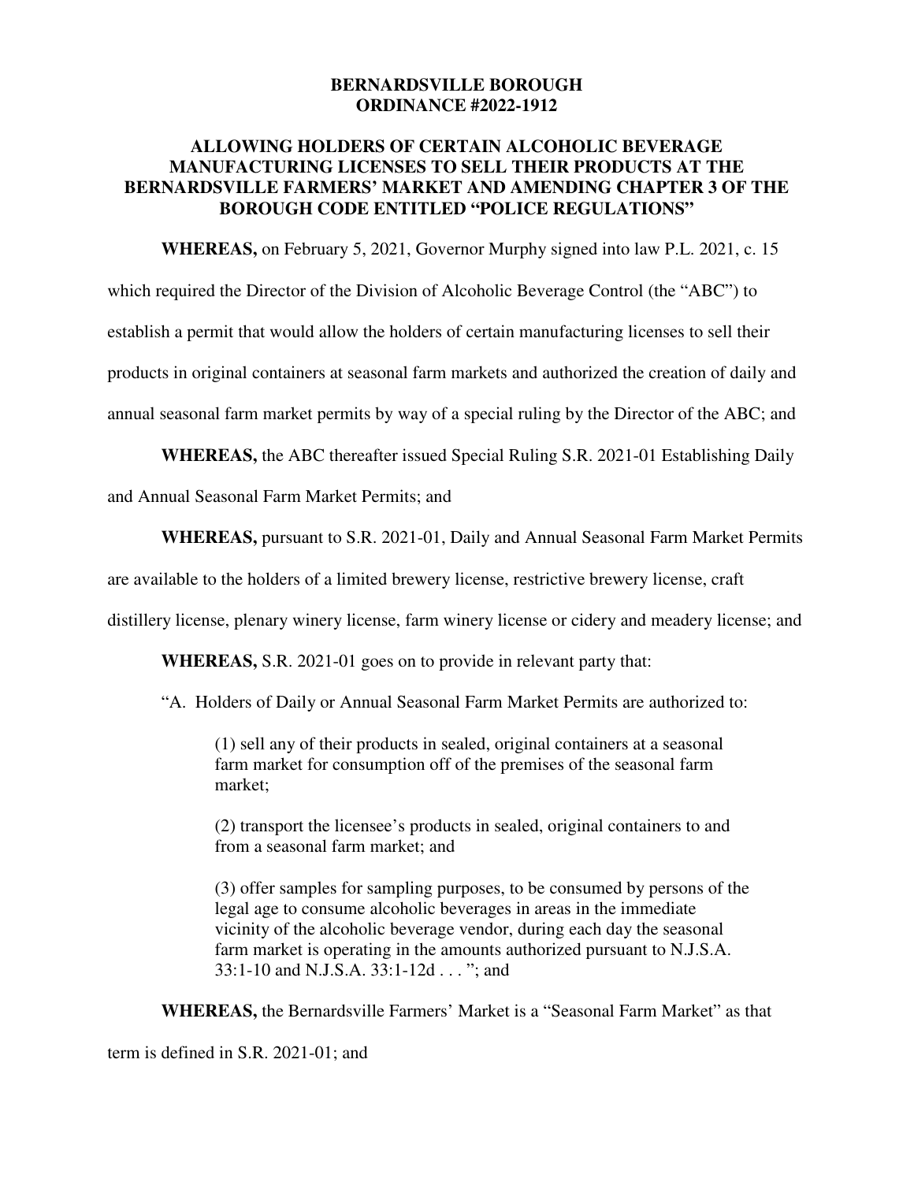# BERNARDSVILLE BOROUGH
# ORDINANCE #2022-1912

## ALLOWING HOLDERS OF CERTAIN ALCOHOLIC BEVERAGE MANUFACTURING LICENSES TO SELL THEIR PRODUCTS AT THE BERNARDSVILLE FARMERS' MARKET AND AMENDING CHAPTER 3 OF THE BOROUGH CODE ENTITLED "POLICE REGULATIONS"

**WHEREAS,** on February 5, 2021, Governor Murphy signed into law P.L. 2021, c. 15 which required the Director of the Division of Alcoholic Beverage Control (the "ABC") to establish a permit that would allow the holders of certain manufacturing licenses to sell their products in original containers at seasonal farm markets and authorized the creation of daily and annual seasonal farm market permits by way of a special ruling by the Director of the ABC; and

**WHEREAS,** the ABC thereafter issued Special Ruling S.R. 2021-01 Establishing Daily and Annual Seasonal Farm Market Permits; and

**WHEREAS,** pursuant to S.R. 2021-01, Daily and Annual Seasonal Farm Market Permits are available to the holders of a limited brewery license, restrictive brewery license, craft distillery license, plenary winery license, farm winery license or cidery and meadery license; and

**WHEREAS,** S.R. 2021-01 goes on to provide in relevant party that:

"A. Holders of Daily or Annual Seasonal Farm Market Permits are authorized to:

> (1) sell any of their products in sealed, original containers at a seasonal farm market for consumption off of the premises of the seasonal farm market;
>
> (2) transport the licensee's products in sealed, original containers to and from a seasonal farm market; and
>
> (3) offer samples for sampling purposes, to be consumed by persons of the legal age to consume alcoholic beverages in areas in the immediate vicinity of the alcoholic beverage vendor, during each day the seasonal farm market is operating in the amounts authorized pursuant to N.J.S.A. 33:1-10 and N.J.S.A. 33:1-12d . . . "; and

**WHEREAS,** the Bernardsville Farmers' Market is a "Seasonal Farm Market" as that term is defined in S.R. 2021-01; and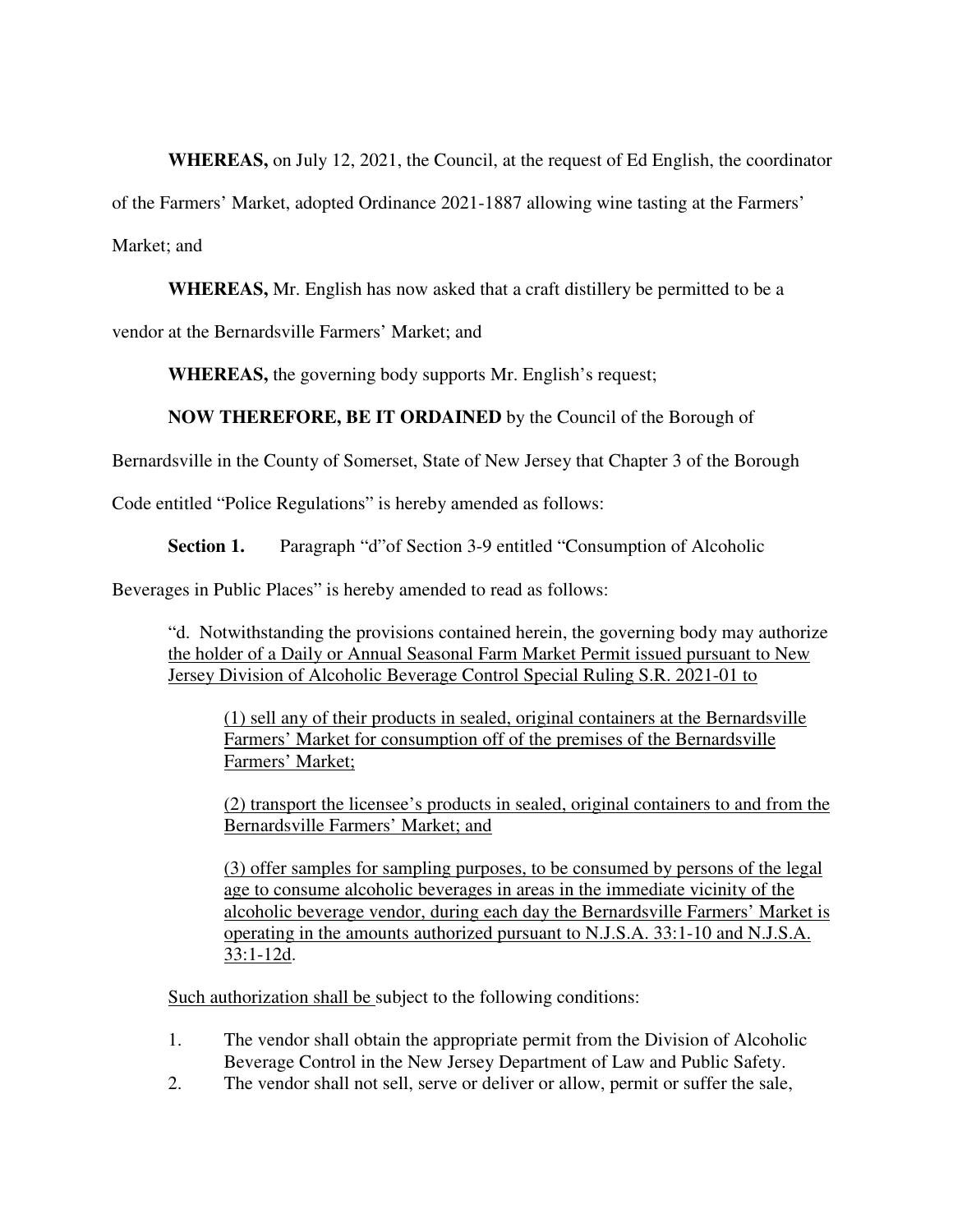**WHEREAS,** on July 12, 2021, the Council, at the request of Ed English, the coordinator of the Farmers' Market, adopted Ordinance 2021-1887 allowing wine tasting at the Farmers' Market; and

**WHEREAS,** Mr. English has now asked that a craft distillery be permitted to be a vendor at the Bernardsville Farmers' Market; and

**WHEREAS,** the governing body supports Mr. English's request;

**NOW THEREFORE, BE IT ORDAINED** by the Council of the Borough of Bernardsville in the County of Somerset, State of New Jersey that Chapter 3 of the Borough Code entitled "Police Regulations" is hereby amended as follows:

**Section 1.** Paragraph "d"of Section 3-9 entitled "Consumption of Alcoholic Beverages in Public Places" is hereby amended to read as follows:

> "d. Notwithstanding the provisions contained herein, the governing body may authorize <u>the holder of a Daily or Annual Seasonal Farm Market Permit issued pursuant to New Jersey Division of Alcoholic Beverage Control Special Ruling S.R. 2021-01 to</u>
>
> > <u>(1) sell any of their products in sealed, original containers at the Bernardsville Farmers' Market for consumption off of the premises of the Bernardsville Farmers' Market;</u>
> >
> > <u>(2) transport the licensee's products in sealed, original containers to and from the Bernardsville Farmers' Market; and</u>
> >
> > <u>(3) offer samples for sampling purposes, to be consumed by persons of the legal age to consume alcoholic beverages in areas in the immediate vicinity of the alcoholic beverage vendor, during each day the Bernardsville Farmers' Market is operating in the amounts authorized pursuant to N.J.S.A. 33:1-10 and N.J.S.A. 33:1-12d</u>.
>
> <u>Such authorization shall be</u> subject to the following conditions:
>
> 1. The vendor shall obtain the appropriate permit from the Division of Alcoholic Beverage Control in the New Jersey Department of Law and Public Safety.
> 2. The vendor shall not sell, serve or deliver or allow, permit or suffer the sale,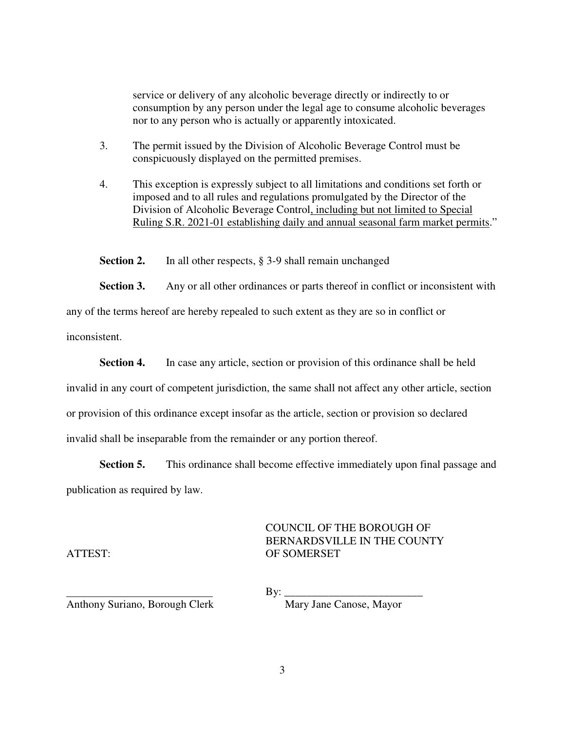service or delivery of any alcoholic beverage directly or indirectly to or consumption by any person under the legal age to consume alcoholic beverages nor to any person who is actually or apparently intoxicated.

3. The permit issued by the Division of Alcoholic Beverage Control must be conspicuously displayed on the permitted premises.

4. This exception is expressly subject to all limitations and conditions set forth or imposed and to all rules and regulations promulgated by the Director of the Division of Alcoholic Beverage Control<u>, including but not limited to Special Ruling S.R. 2021-01 establishing daily and annual seasonal farm market permits</u>."

**Section 2.** In all other respects, § 3-9 shall remain unchanged

**Section 3.** Any or all other ordinances or parts thereof in conflict or inconsistent with any of the terms hereof are hereby repealed to such extent as they are so in conflict or inconsistent.

**Section 4.** In case any article, section or provision of this ordinance shall be held invalid in any court of competent jurisdiction, the same shall not affect any other article, section or provision of this ordinance except insofar as the article, section or provision so declared invalid shall be inseparable from the remainder or any portion thereof.

**Section 5.** This ordinance shall become effective immediately upon final passage and publication as required by law.

ATTEST:

COUNCIL OF THE BOROUGH OF BERNARDSVILLE IN THE COUNTY OF SOMERSET

___________________________
Anthony Suriano, Borough Clerk

By: _________________________
Mary Jane Canose, Mayor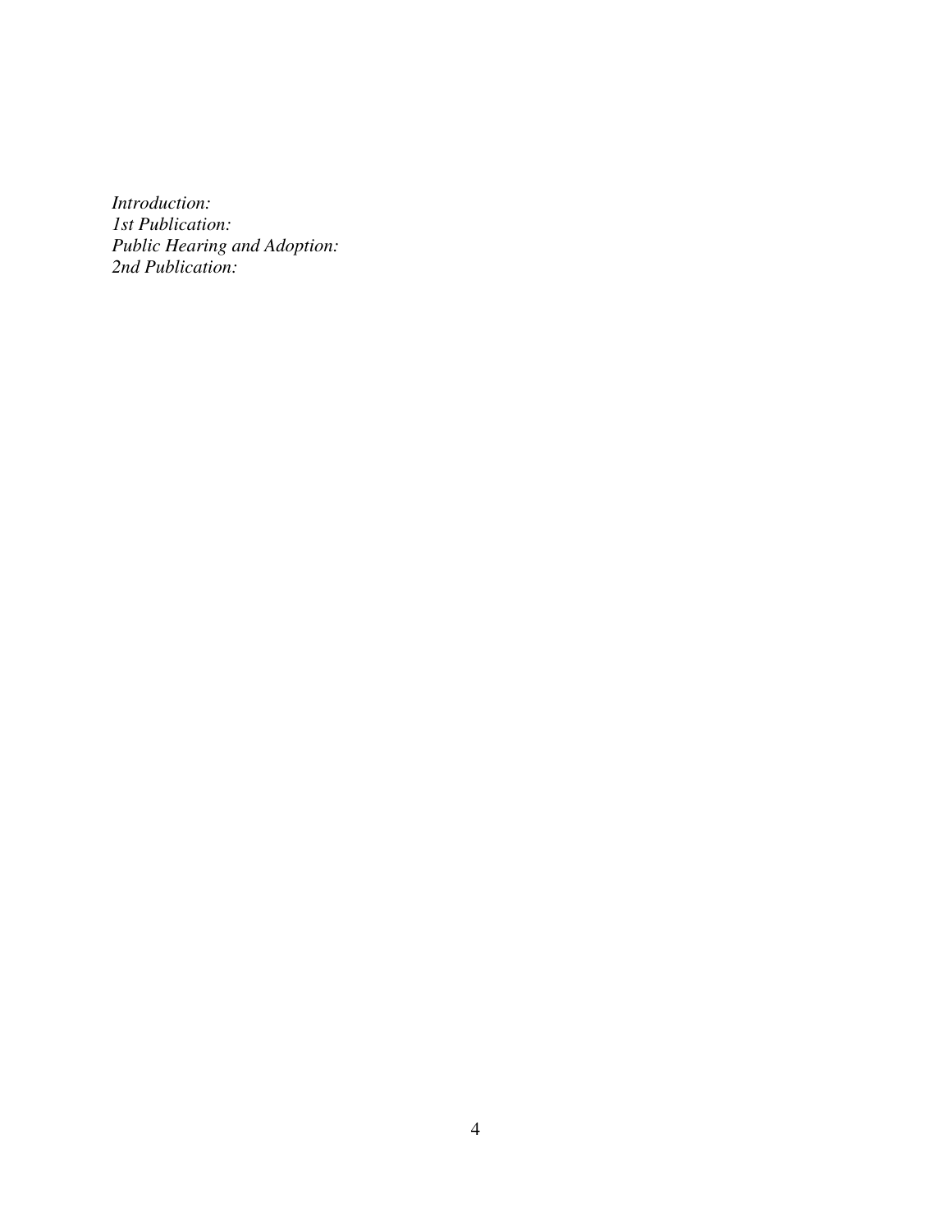*Introduction:*
*1st Publication:*
*Public Hearing and Adoption:*
*2nd Publication:*